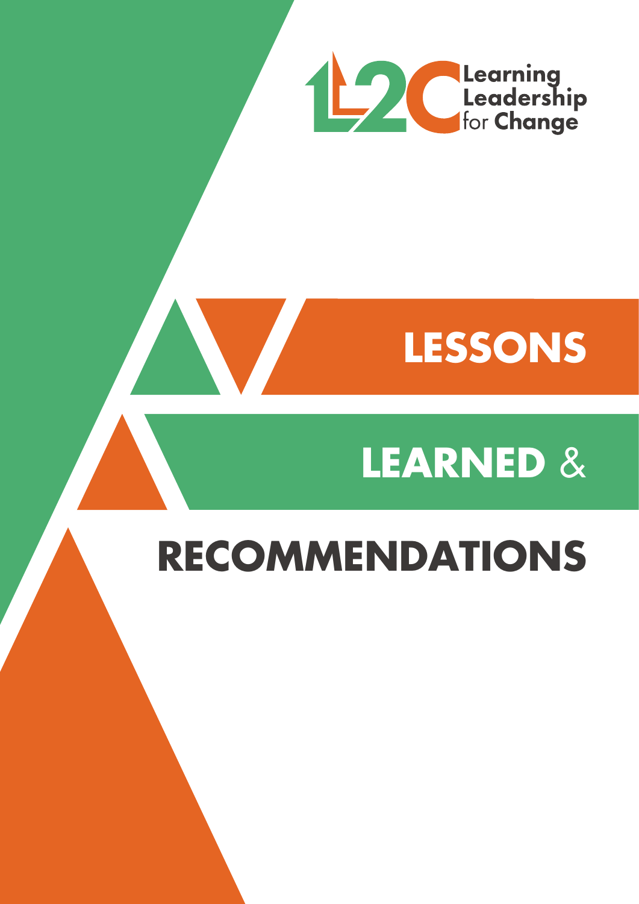L2C Learning Leadership for Change

# LESSONS LEARNED & RECOMMENDATIONS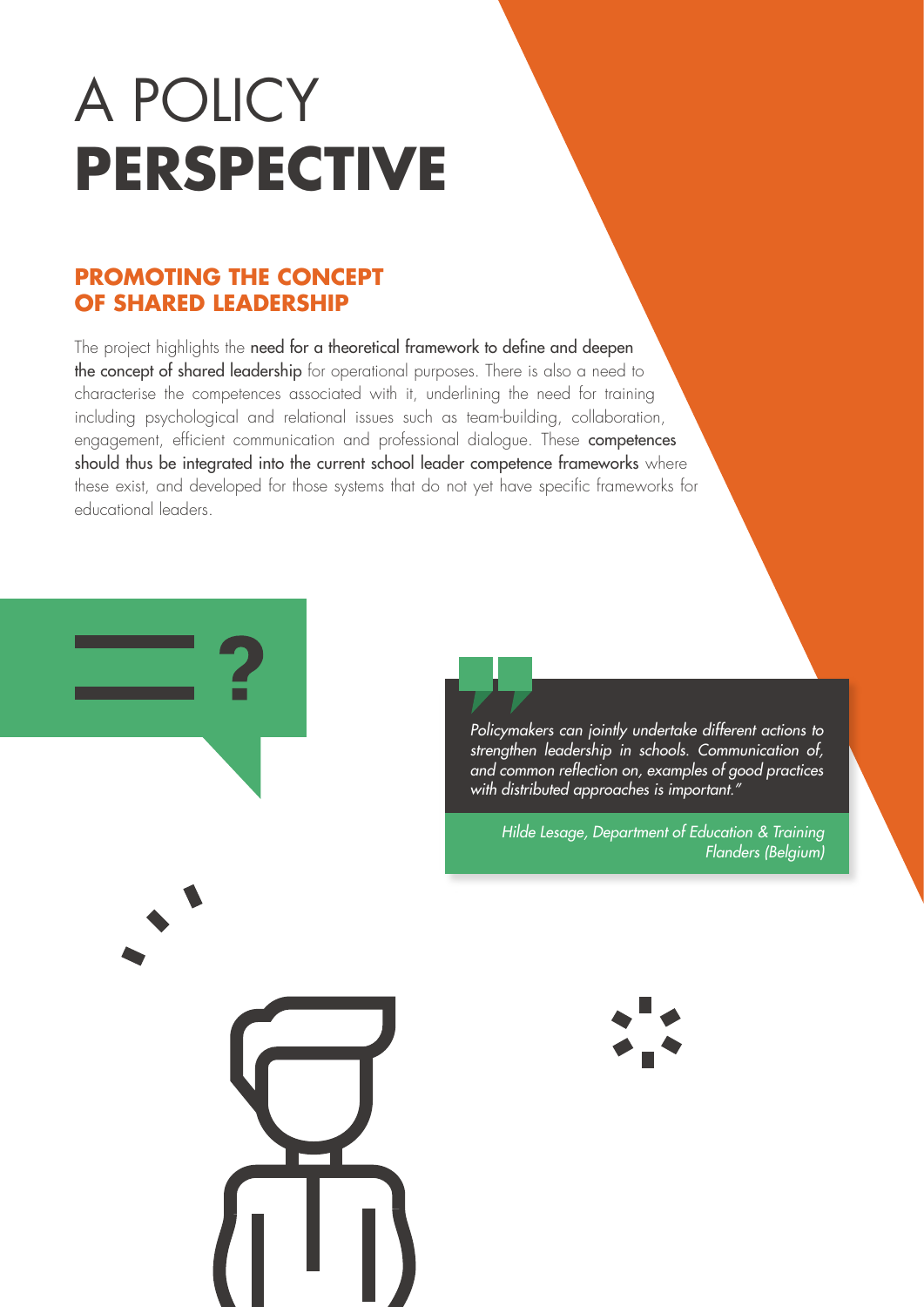# A POLICY **PERSPECTIVE**

## PROMOTING THE CONCEPT OF SHARED LEADERSHIP

The project highlights the **need for a theoretical framework to define and deepen the concept of shared leadership** for operational purposes. There is also a need to characterise the competences associated with it, underlining the need for training including psychological and relational issues such as team-building, collaboration, engagement, efficient communication and professional dialogue. These **competences should thus be integrated into the current school leader competence frameworks** where these exist, and developed for those systems that do not yet have specific frameworks for educational leaders.

> *Policymakers can jointly undertake different actions to strengthen leadership in schools. Communication of, and common reflection on, examples of good practices with distributed approaches is important."*
>
> *Hilde Lesage, Department of Education & Training Flanders (Belgium)*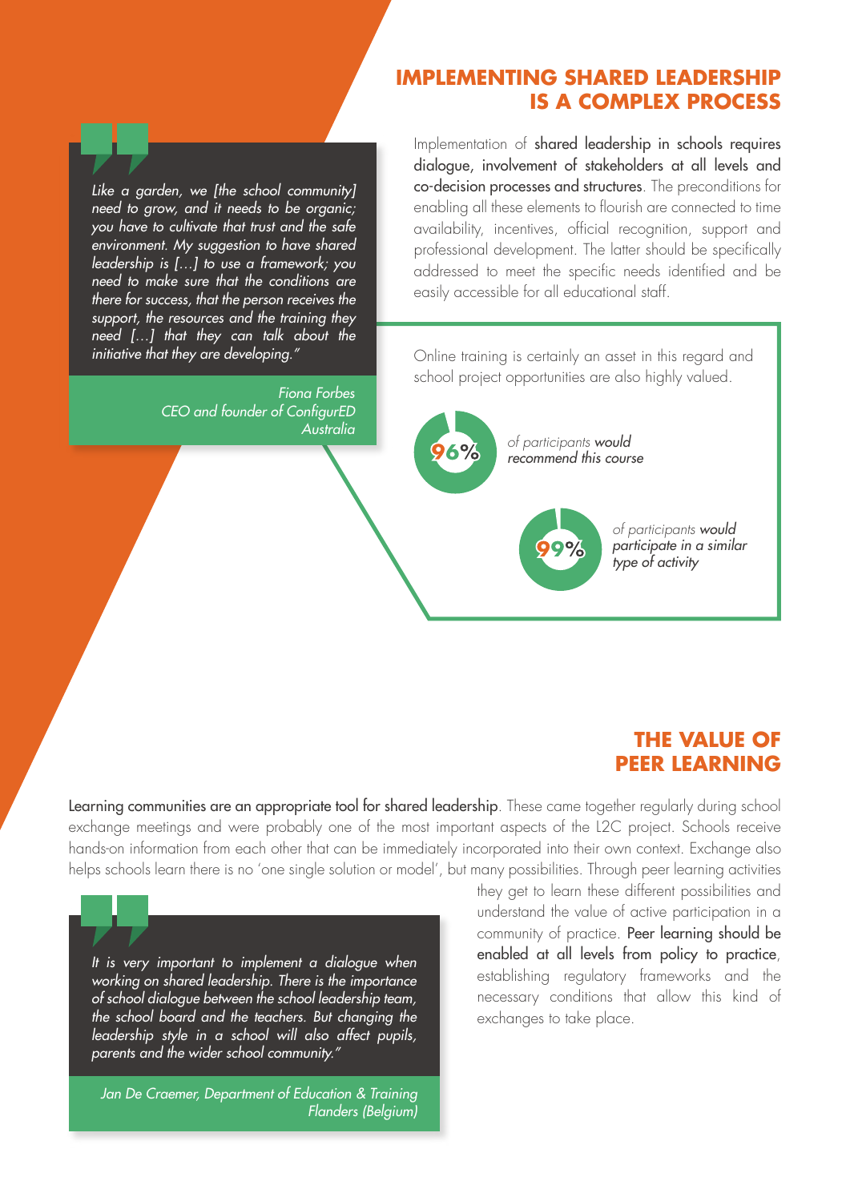## IMPLEMENTING SHARED LEADERSHIP IS A COMPLEX PROCESS

> *Like a garden, we [the school community] need to grow, and it needs to be organic; you have to cultivate that trust and the safe environment. My suggestion to have shared leadership is […] to use a framework; you need to make sure that the conditions are there for success, that the person receives the support, the resources and the training they need […] that they can talk about the initiative that they are developing."*
>
> *Fiona Forbes*
> *CEO and founder of ConfigurED*
> *Australia*

Implementation of shared leadership in schools requires dialogue, involvement of stakeholders at all levels and co-decision processes and structures. The preconditions for enabling all these elements to flourish are connected to time availability, incentives, official recognition, support and professional development. The latter should be specifically addressed to meet the specific needs identified and be easily accessible for all educational staff.

Online training is certainly an asset in this regard and school project opportunities are also highly valued.

**96%** *of participants **would recommend this course***

**99%** *of participants **would participate in a similar type of activity***

## THE VALUE OF PEER LEARNING

Learning communities are an appropriate tool for shared leadership. These came together regularly during school exchange meetings and were probably one of the most important aspects of the L2C project. Schools receive hands-on information from each other that can be immediately incorporated into their own context. Exchange also helps schools learn there is no 'one single solution or model', but many possibilities. Through peer learning activities they get to learn these different possibilities and understand the value of active participation in a community of practice. Peer learning should be enabled at all levels from policy to practice, establishing regulatory frameworks and the necessary conditions that allow this kind of exchanges to take place.

> *It is very important to implement a dialogue when working on shared leadership. There is the importance of school dialogue between the school leadership team, the school board and the teachers. But changing the leadership style in a school will also affect pupils, parents and the wider school community."*
>
> *Jan De Craemer, Department of Education & Training*
> *Flanders (Belgium)*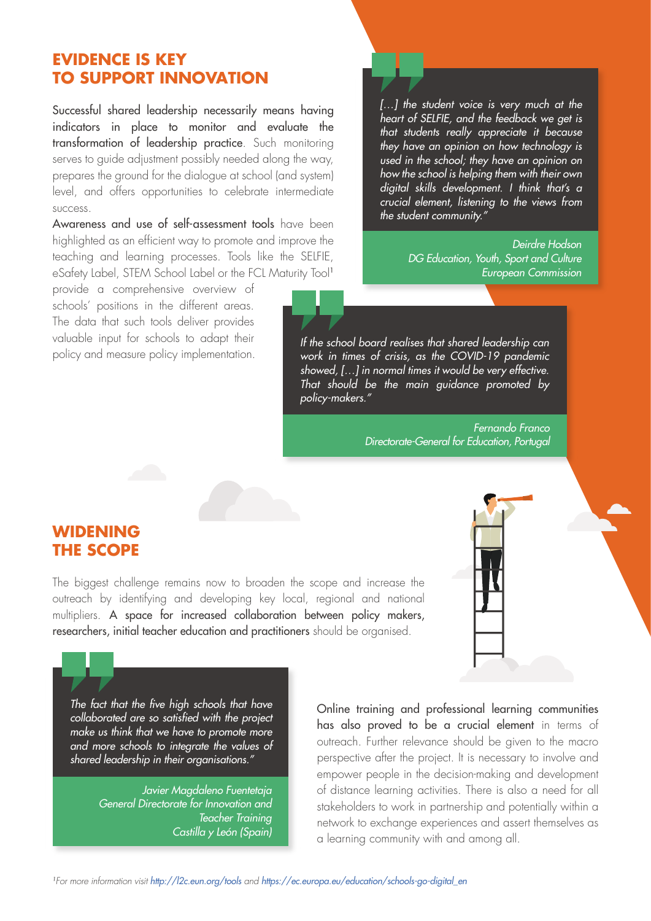## EVIDENCE IS KEY TO SUPPORT INNOVATION

Successful shared leadership necessarily means having indicators in place to monitor and evaluate the transformation of leadership practice. Such monitoring serves to guide adjustment possibly needed along the way, prepares the ground for the dialogue at school (and system) level, and offers opportunities to celebrate intermediate success.

Awareness and use of self-assessment tools have been highlighted as an efficient way to promote and improve the teaching and learning processes. Tools like the SELFIE, eSafety Label, STEM School Label or the FCL Maturity Tool[1] provide a comprehensive overview of schools' positions in the different areas. The data that such tools deliver provides valuable input for schools to adapt their policy and measure policy implementation.

> *[…] the student voice is very much at the heart of SELFIE, and the feedback we get is that students really appreciate it because they have an opinion on how technology is used in the school; they have an opinion on how the school is helping them with their own digital skills development. I think that's a crucial element, listening to the views from the student community."*
>
> *Deirdre Hodson*
> *DG Education, Youth, Sport and Culture*
> *European Commission*

> *If the school board realises that shared leadership can work in times of crisis, as the COVID-19 pandemic showed, […] in normal times it would be very effective. That should be the main guidance promoted by policy-makers."*
>
> *Fernando Franco*
> *Directorate-General for Education, Portugal*

## WIDENING THE SCOPE

The biggest challenge remains now to broaden the scope and increase the outreach by identifying and developing key local, regional and national multipliers. A space for increased collaboration between policy makers, researchers, initial teacher education and practitioners should be organised.

> *The fact that the five high schools that have collaborated are so satisfied with the project make us think that we have to promote more and more schools to integrate the values of shared leadership in their organisations."*
>
> *Javier Magdaleno Fuentetaja*
> *General Directorate for Innovation and Teacher Training*
> *Castilla y León (Spain)*

Online training and professional learning communities has also proved to be a crucial element in terms of outreach. Further relevance should be given to the macro perspective after the project. It is necessary to involve and empower people in the decision-making and development of distance learning activities. There is also a need for all stakeholders to work in partnership and potentially within a network to exchange experiences and assert themselves as a learning community with and among all.

[1] *For more information visit* http://l2c.eun.org/tools *and* https://ec.europa.eu/education/schools-go-digital_en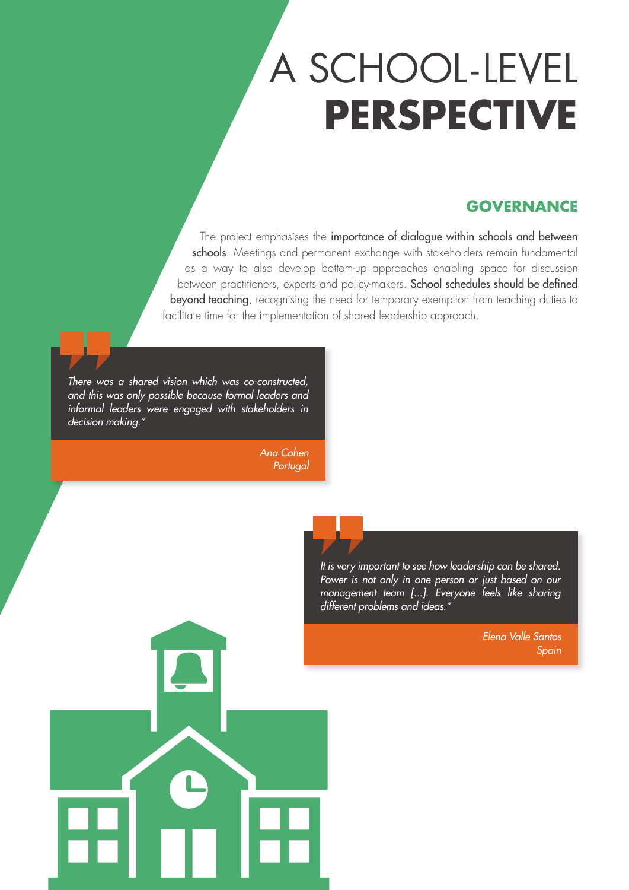# A SCHOOL-LEVEL **PERSPECTIVE**

## GOVERNANCE

The project emphasises the importance of dialogue within schools and between schools. Meetings and permanent exchange with stakeholders remain fundamental as a way to also develop bottom-up approaches enabling space for discussion between practitioners, experts and policy-makers. School schedules should be defined beyond teaching, recognising the need for temporary exemption from teaching duties to facilitate time for the implementation of shared leadership approach.

> *There was a shared vision which was co-constructed, and this was only possible because formal leaders and informal leaders were engaged with stakeholders in decision making."*
>
> *Ana Cohen*
> *Portugal*

> *It is very important to see how leadership can be shared. Power is not only in one person or just based on our management team [...]. Everyone feels like sharing different problems and ideas."*
>
> *Elena Valle Santos*
> *Spain*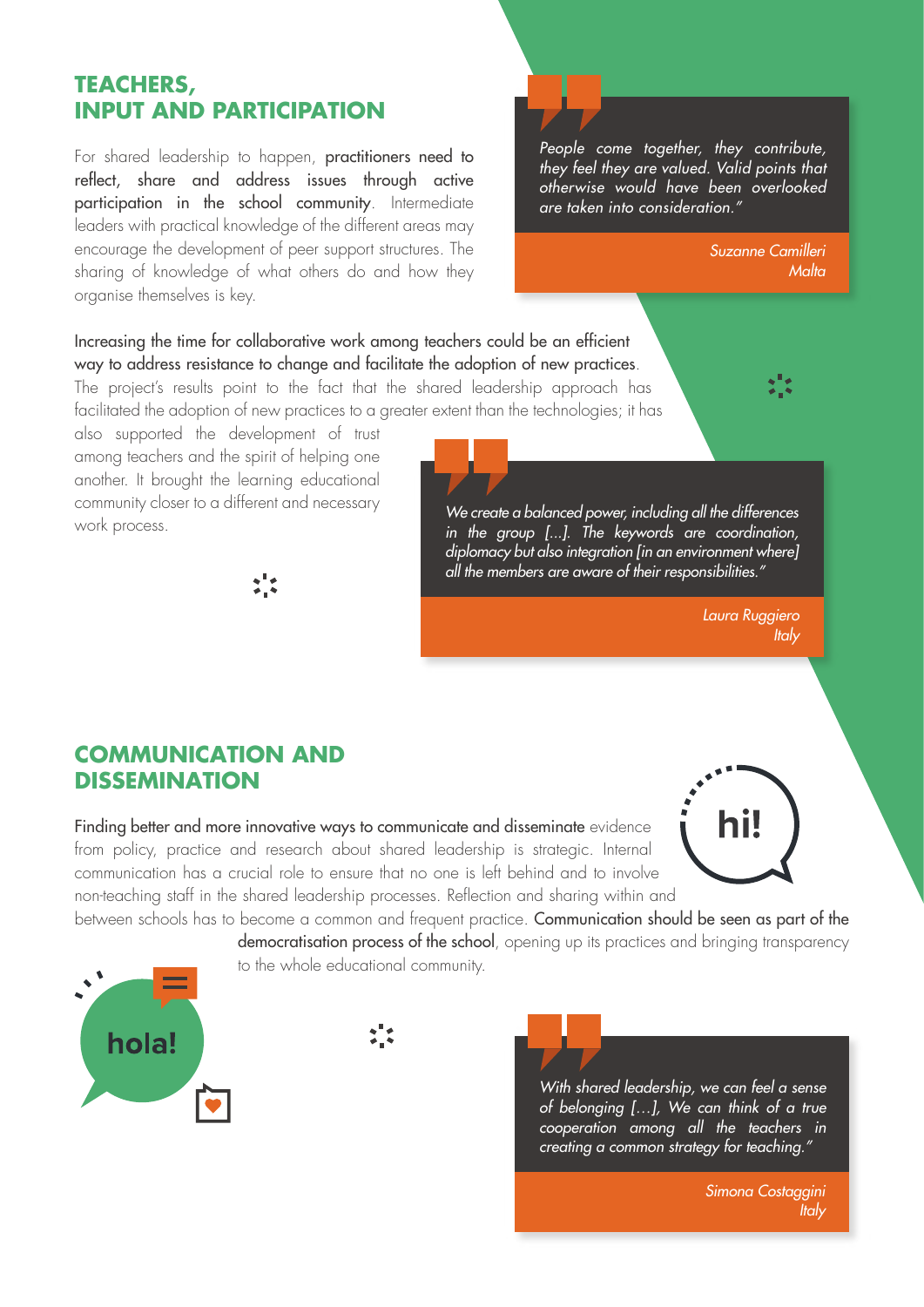## TEACHERS, INPUT AND PARTICIPATION

For shared leadership to happen, practitioners need to reflect, share and address issues through active participation in the school community. Intermediate leaders with practical knowledge of the different areas may encourage the development of peer support structures. The sharing of knowledge of what others do and how they organise themselves is key.

> *People come together, they contribute, they feel they are valued. Valid points that otherwise would have been overlooked are taken into consideration."*
>
> *Suzanne Camilleri*
> *Malta*

Increasing the time for collaborative work among teachers could be an efficient way to address resistance to change and facilitate the adoption of new practices. The project's results point to the fact that the shared leadership approach has facilitated the adoption of new practices to a greater extent than the technologies; it has also supported the development of trust among teachers and the spirit of helping one another. It brought the learning educational community closer to a different and necessary work process.

> *We create a balanced power, including all the differences in the group [...]. The keywords are coordination, diplomacy but also integration [in an environment where] all the members are aware of their responsibilities."*
>
> *Laura Ruggiero*
> *Italy*

## COMMUNICATION AND DISSEMINATION

Finding better and more innovative ways to communicate and disseminate evidence from policy, practice and research about shared leadership is strategic. Internal communication has a crucial role to ensure that no one is left behind and to involve non-teaching staff in the shared leadership processes. Reflection and sharing within and between schools has to become a common and frequent practice. Communication should be seen as part of the democratisation process of the school, opening up its practices and bringing transparency to the whole educational community.

> *With shared leadership, we can feel a sense of belonging [...], We can think of a true cooperation among all the teachers in creating a common strategy for teaching."*
>
> *Simona Costaggini*
> *Italy*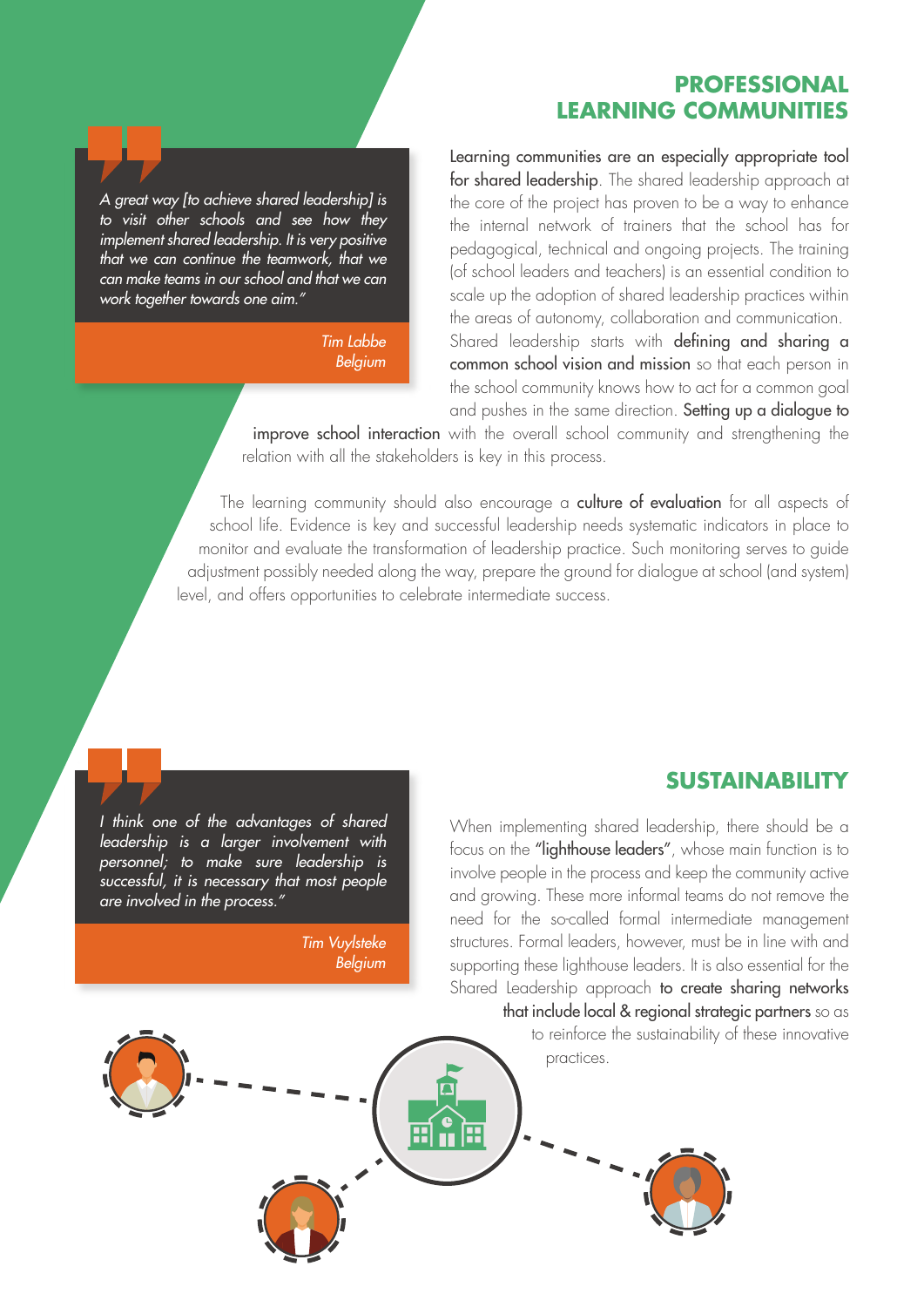## PROFESSIONAL LEARNING COMMUNITIES

> *A great way [to achieve shared leadership] is to visit other schools and see how they implement shared leadership. It is very positive that we can continue the teamwork, that we can make teams in our school and that we can work together towards one aim."*
>
> *Tim Labbe*
> *Belgium*

Learning communities are an especially appropriate tool for shared leadership. The shared leadership approach at the core of the project has proven to be a way to enhance the internal network of trainers that the school has for pedagogical, technical and ongoing projects. The training (of school leaders and teachers) is an essential condition to scale up the adoption of shared leadership practices within the areas of autonomy, collaboration and communication. Shared leadership starts with defining and sharing a common school vision and mission so that each person in the school community knows how to act for a common goal and pushes in the same direction. Setting up a dialogue to improve school interaction with the overall school community and strengthening the relation with all the stakeholders is key in this process.

The learning community should also encourage a culture of evaluation for all aspects of school life. Evidence is key and successful leadership needs systematic indicators in place to monitor and evaluate the transformation of leadership practice. Such monitoring serves to guide adjustment possibly needed along the way, prepare the ground for dialogue at school (and system) level, and offers opportunities to celebrate intermediate success.

## SUSTAINABILITY

> *I think one of the advantages of shared leadership is a larger involvement with personnel; to make sure leadership is successful, it is necessary that most people are involved in the process."*
>
> *Tim Vuylsteke*
> *Belgium*

When implementing shared leadership, there should be a focus on the "lighthouse leaders", whose main function is to involve people in the process and keep the community active and growing. These more informal teams do not remove the need for the so-called formal intermediate management structures. Formal leaders, however, must be in line with and supporting these lighthouse leaders. It is also essential for the Shared Leadership approach to create sharing networks that include local & regional strategic partners so as to reinforce the sustainability of these innovative practices.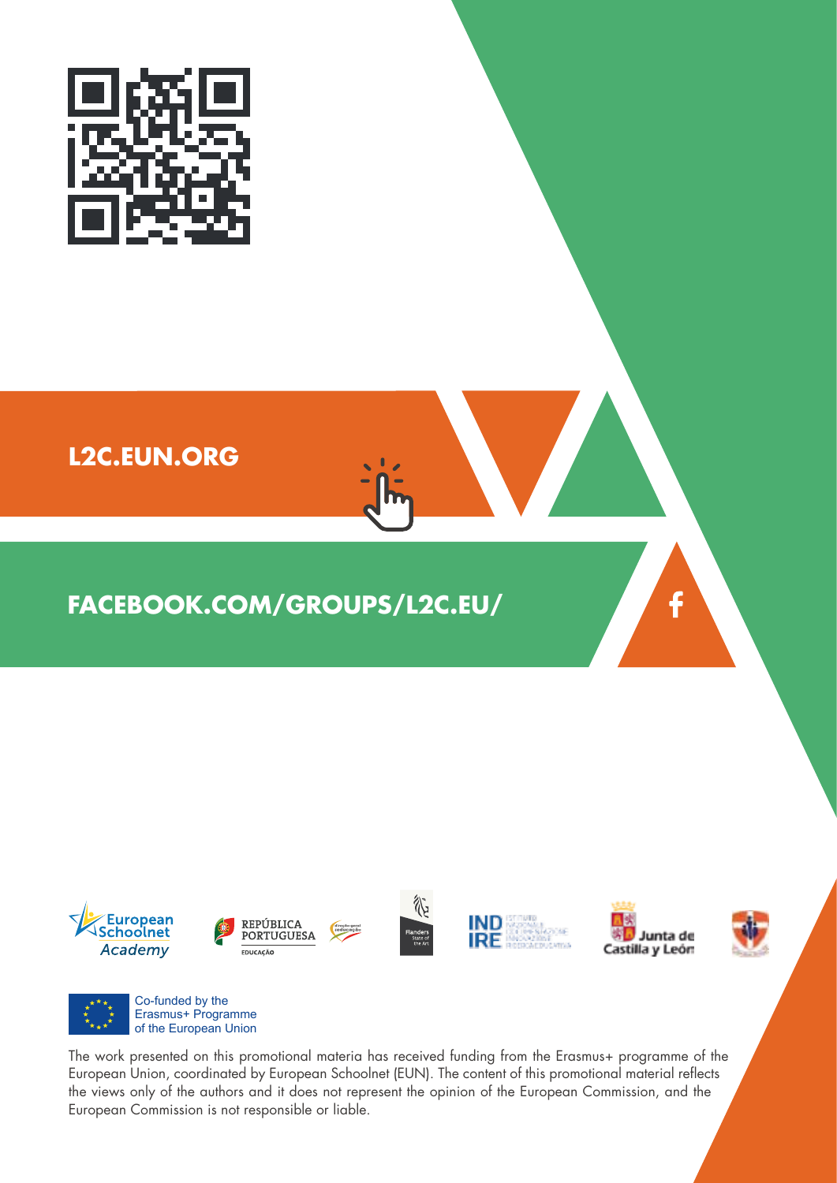**L2C.EUN.ORG**

**FACEBOOK.COM/GROUPS/L2C.EU/**

Co-funded by the Erasmus+ Programme of the European Union

The work presented on this promotional materia has received funding from the Erasmus+ programme of the European Union, coordinated by European Schoolnet (EUN). The content of this promotional material reflects the views only of the authors and it does not represent the opinion of the European Commission, and the European Commission is not responsible or liable.